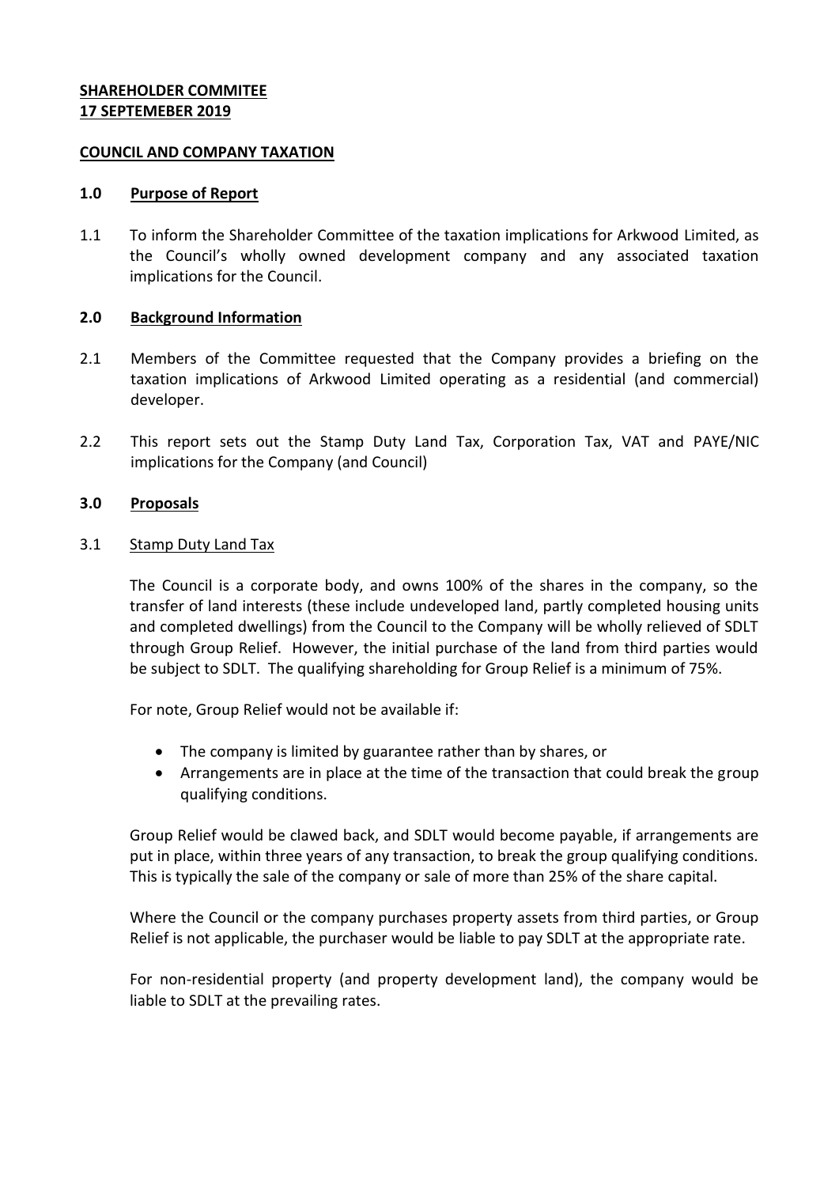**SHAREHOLDER COMMITEE**
**17 SEPTEMEBER 2019**

**COUNCIL AND COMPANY TAXATION**

## 1.0 Purpose of Report

1.1 To inform the Shareholder Committee of the taxation implications for Arkwood Limited, as the Council's wholly owned development company and any associated taxation implications for the Council.

## 2.0 Background Information

2.1 Members of the Committee requested that the Company provides a briefing on the taxation implications of Arkwood Limited operating as a residential (and commercial) developer.

2.2 This report sets out the Stamp Duty Land Tax, Corporation Tax, VAT and PAYE/NIC implications for the Company (and Council)

## 3.0 Proposals

3.1 Stamp Duty Land Tax

The Council is a corporate body, and owns 100% of the shares in the company, so the transfer of land interests (these include undeveloped land, partly completed housing units and completed dwellings) from the Council to the Company will be wholly relieved of SDLT through Group Relief. However, the initial purchase of the land from third parties would be subject to SDLT. The qualifying shareholding for Group Relief is a minimum of 75%.

For note, Group Relief would not be available if:

- The company is limited by guarantee rather than by shares, or
- Arrangements are in place at the time of the transaction that could break the group qualifying conditions.

Group Relief would be clawed back, and SDLT would become payable, if arrangements are put in place, within three years of any transaction, to break the group qualifying conditions. This is typically the sale of the company or sale of more than 25% of the share capital.

Where the Council or the company purchases property assets from third parties, or Group Relief is not applicable, the purchaser would be liable to pay SDLT at the appropriate rate.

For non-residential property (and property development land), the company would be liable to SDLT at the prevailing rates.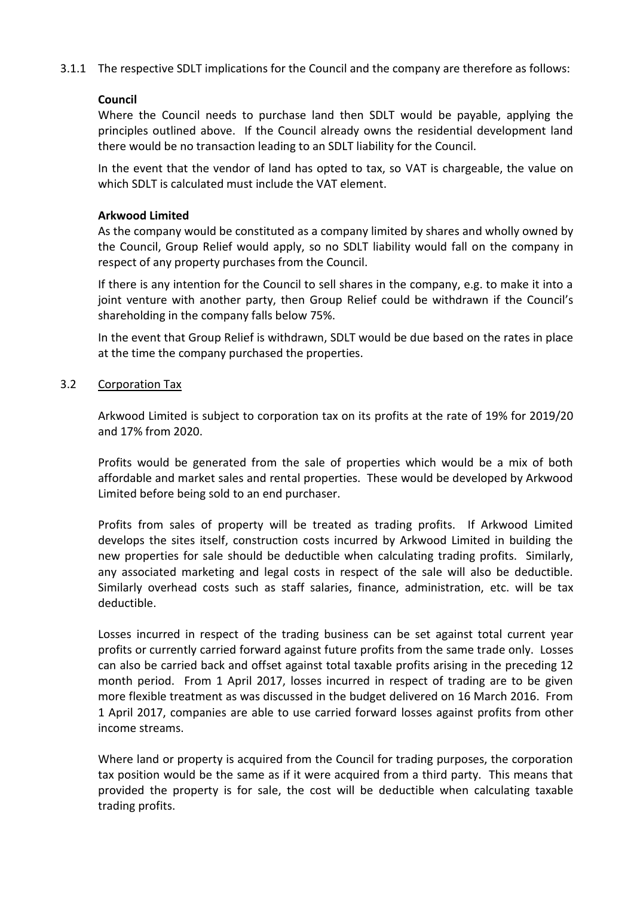3.1.1 The respective SDLT implications for the Council and the company are therefore as follows:

**Council**

Where the Council needs to purchase land then SDLT would be payable, applying the principles outlined above. If the Council already owns the residential development land there would be no transaction leading to an SDLT liability for the Council.

In the event that the vendor of land has opted to tax, so VAT is chargeable, the value on which SDLT is calculated must include the VAT element.

**Arkwood Limited**

As the company would be constituted as a company limited by shares and wholly owned by the Council, Group Relief would apply, so no SDLT liability would fall on the company in respect of any property purchases from the Council.

If there is any intention for the Council to sell shares in the company, e.g. to make it into a joint venture with another party, then Group Relief could be withdrawn if the Council's shareholding in the company falls below 75%.

In the event that Group Relief is withdrawn, SDLT would be due based on the rates in place at the time the company purchased the properties.

3.2 Corporation Tax

Arkwood Limited is subject to corporation tax on its profits at the rate of 19% for 2019/20 and 17% from 2020.

Profits would be generated from the sale of properties which would be a mix of both affordable and market sales and rental properties. These would be developed by Arkwood Limited before being sold to an end purchaser.

Profits from sales of property will be treated as trading profits. If Arkwood Limited develops the sites itself, construction costs incurred by Arkwood Limited in building the new properties for sale should be deductible when calculating trading profits. Similarly, any associated marketing and legal costs in respect of the sale will also be deductible. Similarly overhead costs such as staff salaries, finance, administration, etc. will be tax deductible.

Losses incurred in respect of the trading business can be set against total current year profits or currently carried forward against future profits from the same trade only. Losses can also be carried back and offset against total taxable profits arising in the preceding 12 month period. From 1 April 2017, losses incurred in respect of trading are to be given more flexible treatment as was discussed in the budget delivered on 16 March 2016. From 1 April 2017, companies are able to use carried forward losses against profits from other income streams.

Where land or property is acquired from the Council for trading purposes, the corporation tax position would be the same as if it were acquired from a third party. This means that provided the property is for sale, the cost will be deductible when calculating taxable trading profits.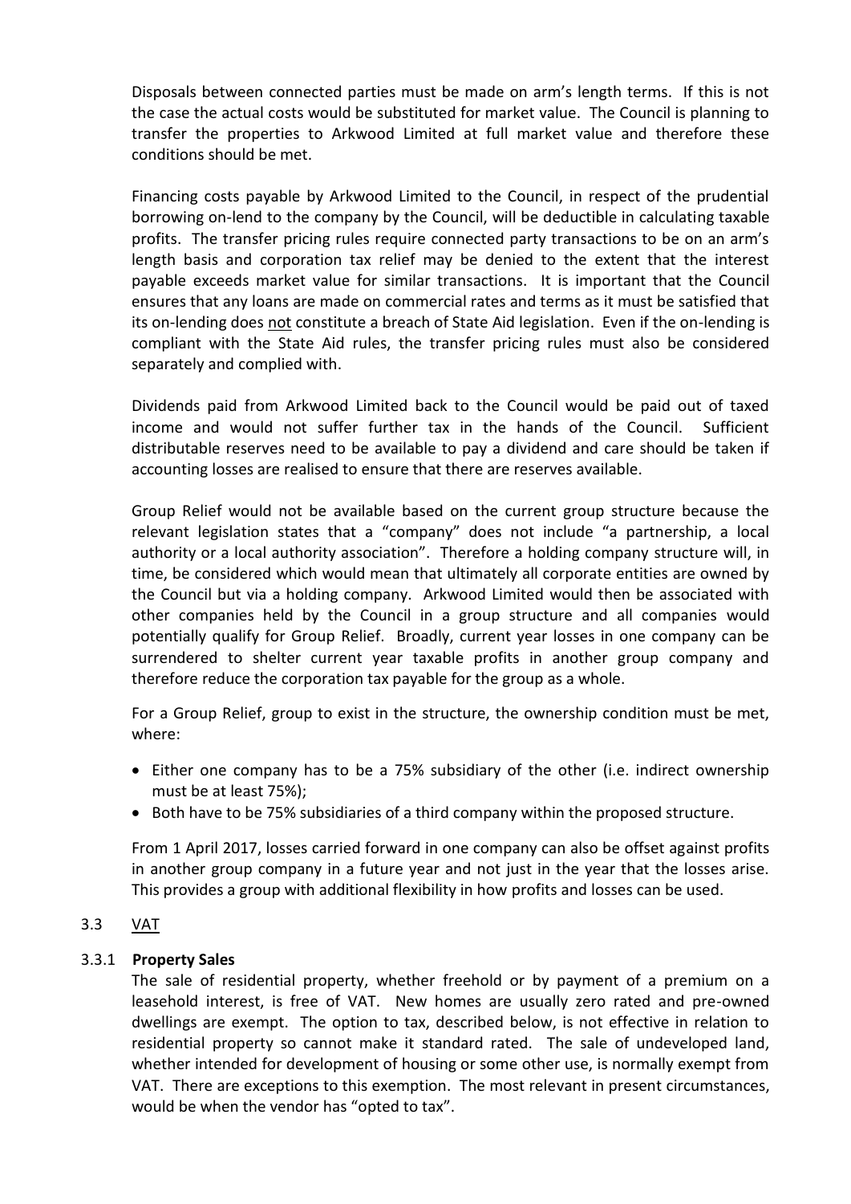Disposals between connected parties must be made on arm's length terms. If this is not the case the actual costs would be substituted for market value. The Council is planning to transfer the properties to Arkwood Limited at full market value and therefore these conditions should be met.

Financing costs payable by Arkwood Limited to the Council, in respect of the prudential borrowing on-lend to the company by the Council, will be deductible in calculating taxable profits. The transfer pricing rules require connected party transactions to be on an arm's length basis and corporation tax relief may be denied to the extent that the interest payable exceeds market value for similar transactions. It is important that the Council ensures that any loans are made on commercial rates and terms as it must be satisfied that its on-lending does not constitute a breach of State Aid legislation. Even if the on-lending is compliant with the State Aid rules, the transfer pricing rules must also be considered separately and complied with.

Dividends paid from Arkwood Limited back to the Council would be paid out of taxed income and would not suffer further tax in the hands of the Council. Sufficient distributable reserves need to be available to pay a dividend and care should be taken if accounting losses are realised to ensure that there are reserves available.

Group Relief would not be available based on the current group structure because the relevant legislation states that a "company" does not include "a partnership, a local authority or a local authority association". Therefore a holding company structure will, in time, be considered which would mean that ultimately all corporate entities are owned by the Council but via a holding company. Arkwood Limited would then be associated with other companies held by the Council in a group structure and all companies would potentially qualify for Group Relief. Broadly, current year losses in one company can be surrendered to shelter current year taxable profits in another group company and therefore reduce the corporation tax payable for the group as a whole.

For a Group Relief, group to exist in the structure, the ownership condition must be met, where:

- Either one company has to be a 75% subsidiary of the other (i.e. indirect ownership must be at least 75%);
- Both have to be 75% subsidiaries of a third company within the proposed structure.

From 1 April 2017, losses carried forward in one company can also be offset against profits in another group company in a future year and not just in the year that the losses arise. This provides a group with additional flexibility in how profits and losses can be used.

## 3.3 VAT

### 3.3.1 Property Sales

The sale of residential property, whether freehold or by payment of a premium on a leasehold interest, is free of VAT. New homes are usually zero rated and pre-owned dwellings are exempt. The option to tax, described below, is not effective in relation to residential property so cannot make it standard rated. The sale of undeveloped land, whether intended for development of housing or some other use, is normally exempt from VAT. There are exceptions to this exemption. The most relevant in present circumstances, would be when the vendor has "opted to tax".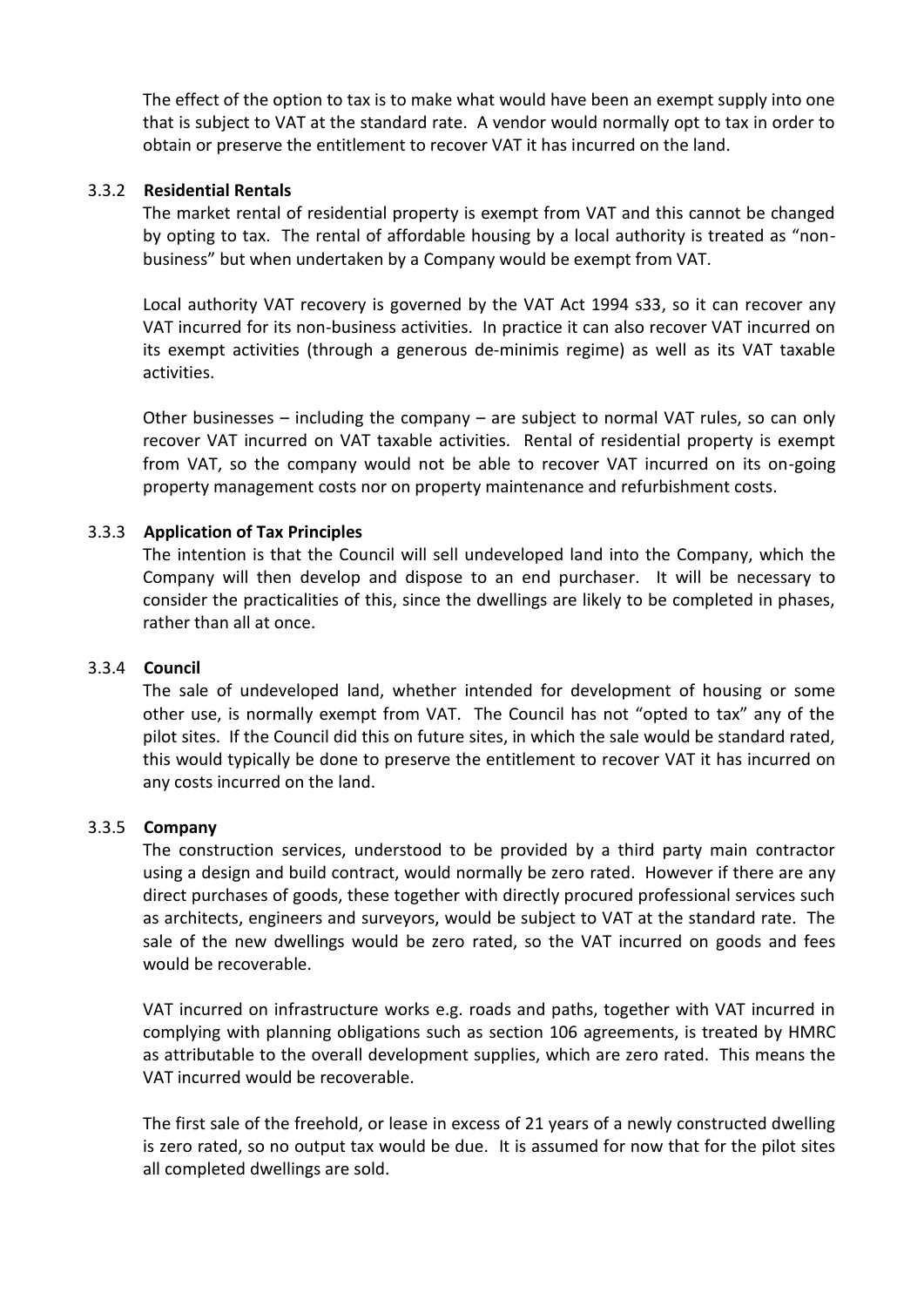The effect of the option to tax is to make what would have been an exempt supply into one that is subject to VAT at the standard rate. A vendor would normally opt to tax in order to obtain or preserve the entitlement to recover VAT it has incurred on the land.

### 3.3.2 **Residential Rentals**

The market rental of residential property is exempt from VAT and this cannot be changed by opting to tax. The rental of affordable housing by a local authority is treated as "non-business" but when undertaken by a Company would be exempt from VAT.

Local authority VAT recovery is governed by the VAT Act 1994 s33, so it can recover any VAT incurred for its non-business activities. In practice it can also recover VAT incurred on its exempt activities (through a generous de-minimis regime) as well as its VAT taxable activities.

Other businesses – including the company – are subject to normal VAT rules, so can only recover VAT incurred on VAT taxable activities. Rental of residential property is exempt from VAT, so the company would not be able to recover VAT incurred on its on-going property management costs nor on property maintenance and refurbishment costs.

### 3.3.3 **Application of Tax Principles**

The intention is that the Council will sell undeveloped land into the Company, which the Company will then develop and dispose to an end purchaser. It will be necessary to consider the practicalities of this, since the dwellings are likely to be completed in phases, rather than all at once.

### 3.3.4 **Council**

The sale of undeveloped land, whether intended for development of housing or some other use, is normally exempt from VAT. The Council has not "opted to tax" any of the pilot sites. If the Council did this on future sites, in which the sale would be standard rated, this would typically be done to preserve the entitlement to recover VAT it has incurred on any costs incurred on the land.

### 3.3.5 **Company**

The construction services, understood to be provided by a third party main contractor using a design and build contract, would normally be zero rated. However if there are any direct purchases of goods, these together with directly procured professional services such as architects, engineers and surveyors, would be subject to VAT at the standard rate. The sale of the new dwellings would be zero rated, so the VAT incurred on goods and fees would be recoverable.

VAT incurred on infrastructure works e.g. roads and paths, together with VAT incurred in complying with planning obligations such as section 106 agreements, is treated by HMRC as attributable to the overall development supplies, which are zero rated. This means the VAT incurred would be recoverable.

The first sale of the freehold, or lease in excess of 21 years of a newly constructed dwelling is zero rated, so no output tax would be due. It is assumed for now that for the pilot sites all completed dwellings are sold.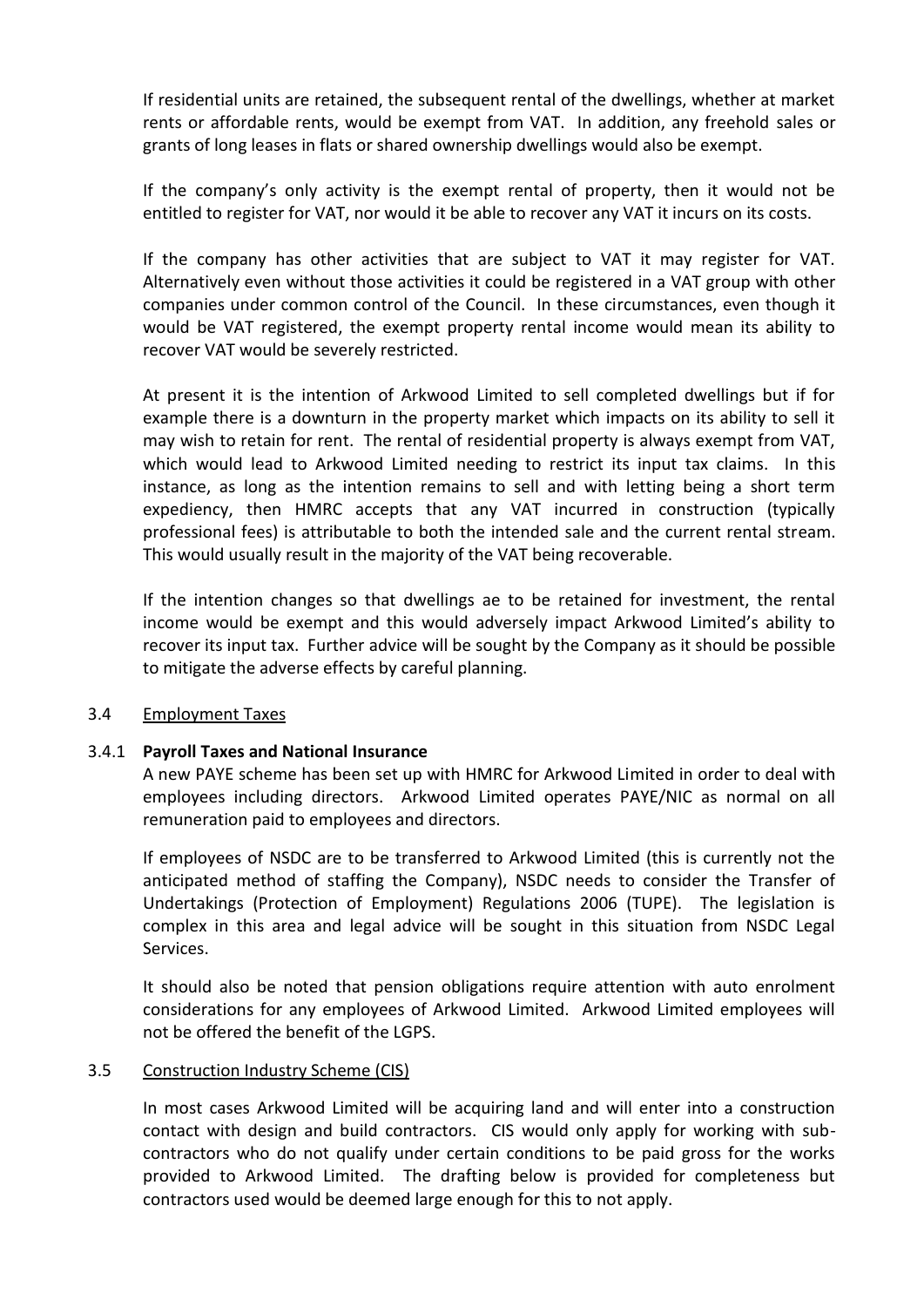If residential units are retained, the subsequent rental of the dwellings, whether at market rents or affordable rents, would be exempt from VAT. In addition, any freehold sales or grants of long leases in flats or shared ownership dwellings would also be exempt.

If the company's only activity is the exempt rental of property, then it would not be entitled to register for VAT, nor would it be able to recover any VAT it incurs on its costs.

If the company has other activities that are subject to VAT it may register for VAT. Alternatively even without those activities it could be registered in a VAT group with other companies under common control of the Council. In these circumstances, even though it would be VAT registered, the exempt property rental income would mean its ability to recover VAT would be severely restricted.

At present it is the intention of Arkwood Limited to sell completed dwellings but if for example there is a downturn in the property market which impacts on its ability to sell it may wish to retain for rent. The rental of residential property is always exempt from VAT, which would lead to Arkwood Limited needing to restrict its input tax claims. In this instance, as long as the intention remains to sell and with letting being a short term expediency, then HMRC accepts that any VAT incurred in construction (typically professional fees) is attributable to both the intended sale and the current rental stream. This would usually result in the majority of the VAT being recoverable.

If the intention changes so that dwellings ae to be retained for investment, the rental income would be exempt and this would adversely impact Arkwood Limited's ability to recover its input tax. Further advice will be sought by the Company as it should be possible to mitigate the adverse effects by careful planning.

### 3.4 Employment Taxes

#### 3.4.1 **Payroll Taxes and National Insurance**

A new PAYE scheme has been set up with HMRC for Arkwood Limited in order to deal with employees including directors. Arkwood Limited operates PAYE/NIC as normal on all remuneration paid to employees and directors.

If employees of NSDC are to be transferred to Arkwood Limited (this is currently not the anticipated method of staffing the Company), NSDC needs to consider the Transfer of Undertakings (Protection of Employment) Regulations 2006 (TUPE). The legislation is complex in this area and legal advice will be sought in this situation from NSDC Legal Services.

It should also be noted that pension obligations require attention with auto enrolment considerations for any employees of Arkwood Limited. Arkwood Limited employees will not be offered the benefit of the LGPS.

### 3.5 Construction Industry Scheme (CIS)

In most cases Arkwood Limited will be acquiring land and will enter into a construction contact with design and build contractors. CIS would only apply for working with sub-contractors who do not qualify under certain conditions to be paid gross for the works provided to Arkwood Limited. The drafting below is provided for completeness but contractors used would be deemed large enough for this to not apply.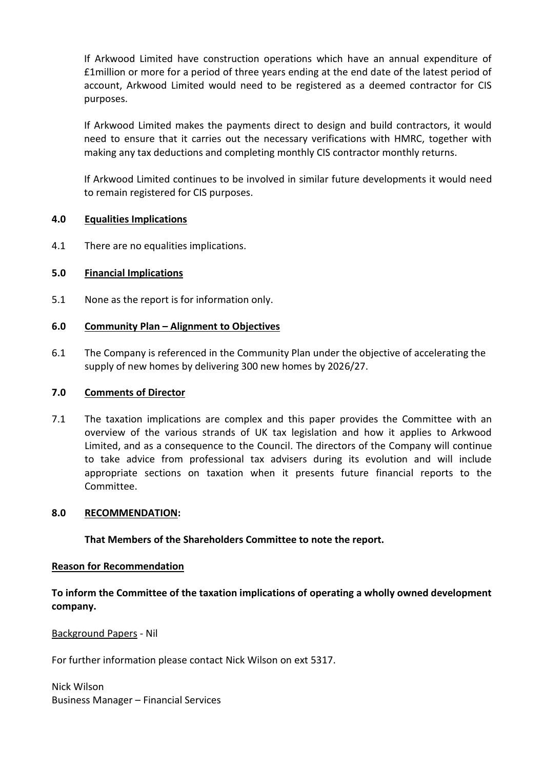If Arkwood Limited have construction operations which have an annual expenditure of £1million or more for a period of three years ending at the end date of the latest period of account, Arkwood Limited would need to be registered as a deemed contractor for CIS purposes.

If Arkwood Limited makes the payments direct to design and build contractors, it would need to ensure that it carries out the necessary verifications with HMRC, together with making any tax deductions and completing monthly CIS contractor monthly returns.

If Arkwood Limited continues to be involved in similar future developments it would need to remain registered for CIS purposes.

## 4.0 Equalities Implications

4.1 There are no equalities implications.

## 5.0 Financial Implications

5.1 None as the report is for information only.

## 6.0 Community Plan – Alignment to Objectives

6.1 The Company is referenced in the Community Plan under the objective of accelerating the supply of new homes by delivering 300 new homes by 2026/27.

## 7.0 Comments of Director

7.1 The taxation implications are complex and this paper provides the Committee with an overview of the various strands of UK tax legislation and how it applies to Arkwood Limited, and as a consequence to the Council. The directors of the Company will continue to take advice from professional tax advisers during its evolution and will include appropriate sections on taxation when it presents future financial reports to the Committee.

## 8.0 RECOMMENDATION:

**That Members of the Shareholders Committee to note the report.**

**Reason for Recommendation**

**To inform the Committee of the taxation implications of operating a wholly owned development company.**

Background Papers - Nil

For further information please contact Nick Wilson on ext 5317.

Nick Wilson
Business Manager – Financial Services